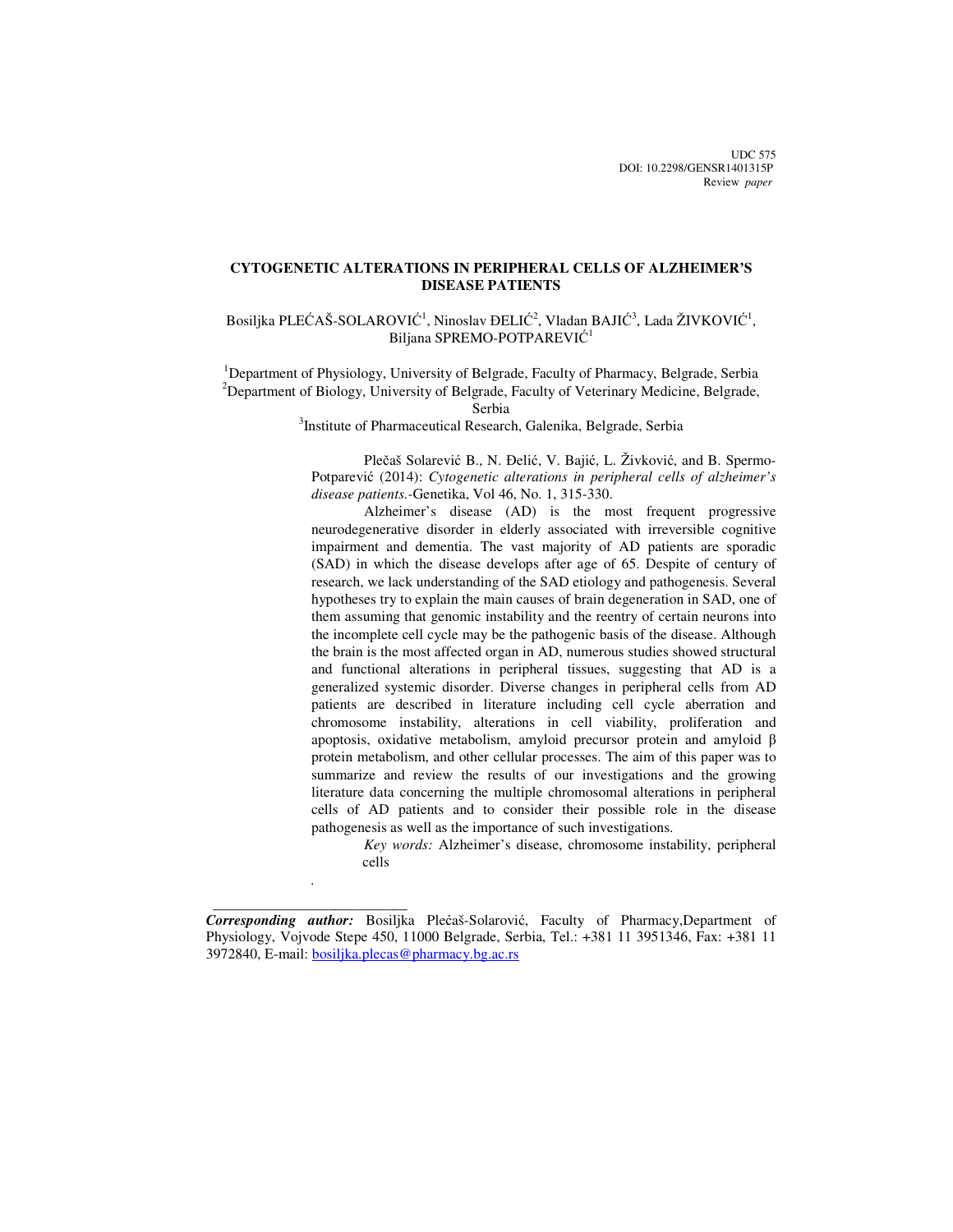UDC 575
DOI: 10.2298/GENSR1401315P
Review *paper*

# CYTOGENETIC ALTERATIONS IN PERIPHERAL CELLS OF ALZHEIMER'S DISEASE PATIENTS

Bosiljka PLEĆAŠ-SOLAROVIĆ[1], Ninoslav ĐELIĆ[2], Vladan BAJIĆ[3], Lada ŽIVKOVIĆ[1], Biljana SPREMO-POTPAREVIĆ[1]

[1]Department of Physiology, University of Belgrade, Faculty of Pharmacy, Belgrade, Serbia
[2]Department of Biology, University of Belgrade, Faculty of Veterinary Medicine, Belgrade, Serbia
[3]Institute of Pharmaceutical Research, Galenika, Belgrade, Serbia

Plečaš Solarević B., N. Đelić, V. Bajić, L. Živković, and B. Spermo-Potparević (2014): *Cytogenetic alterations in peripheral cells of alzheimer's disease patients.*-Genetika, Vol 46, No. 1, 315-330.

Alzheimer's disease (AD) is the most frequent progressive neurodegenerative disorder in elderly associated with irreversible cognitive impairment and dementia. The vast majority of AD patients are sporadic (SAD) in which the disease develops after age of 65. Despite of century of research, we lack understanding of the SAD etiology and pathogenesis. Several hypotheses try to explain the main causes of brain degeneration in SAD, one of them assuming that genomic instability and the reentry of certain neurons into the incomplete cell cycle may be the pathogenic basis of the disease. Although the brain is the most affected organ in AD, numerous studies showed structural and functional alterations in peripheral tissues, suggesting that AD is a generalized systemic disorder. Diverse changes in peripheral cells from AD patients are described in literature including cell cycle aberration and chromosome instability, alterations in cell viability, proliferation and apoptosis, oxidative metabolism, amyloid precursor protein and amyloid β protein metabolism, and other cellular processes. The aim of this paper was to summarize and review the results of our investigations and the growing literature data concerning the multiple chromosomal alterations in peripheral cells of AD patients and to consider their possible role in the disease pathogenesis as well as the importance of such investigations.

*Key words:* Alzheimer's disease, chromosome instability, peripheral cells

---

***Corresponding author:*** Bosiljka Plećaš-Solarović, Faculty of Pharmacy,Department of Physiology, Vojvode Stepe 450, 11000 Belgrade, Serbia, Tel.: +381 11 3951346, Fax: +381 11 3972840, E-mail: bosiljka.plecas@pharmacy.bg.ac.rs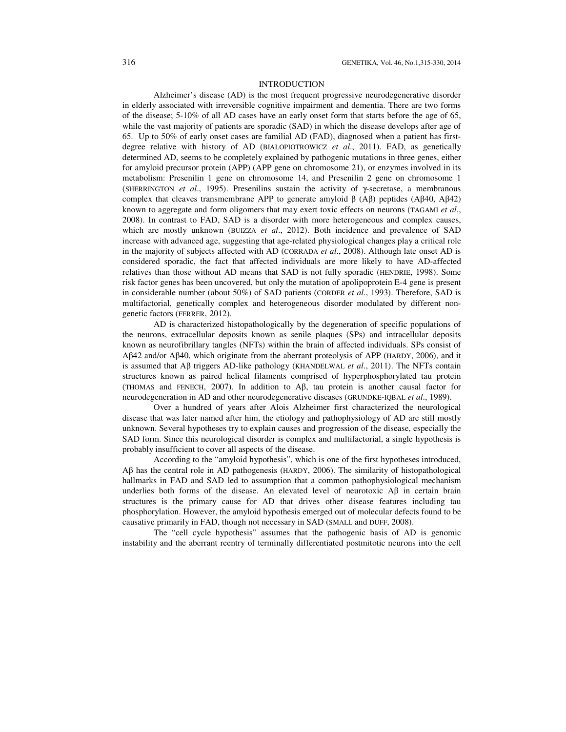## INTRODUCTION

Alzheimer's disease (AD) is the most frequent progressive neurodegenerative disorder in elderly associated with irreversible cognitive impairment and dementia. There are two forms of the disease; 5-10% of all AD cases have an early onset form that starts before the age of 65, while the vast majority of patients are sporadic (SAD) in which the disease develops after age of 65. Up to 50% of early onset cases are familial AD (FAD), diagnosed when a patient has first-degree relative with history of AD (BIALOPIOTROWICZ *et al*., 2011). FAD, as genetically determined AD, seems to be completely explained by pathogenic mutations in three genes, either for amyloid precursor protein (APP) (APP gene on chromosome 21), or enzymes involved in its metabolism: Presenilin 1 gene on chromosome 14, and Presenilin 2 gene on chromosome 1 (SHERRINGTON *et al*., 1995). Presenilins sustain the activity of γ-secretase, a membranous complex that cleaves transmembrane APP to generate amyloid β (Aβ) peptides (Aβ40, Aβ42) known to aggregate and form oligomers that may exert toxic effects on neurons (TAGAMI *et al*., 2008). In contrast to FAD, SAD is a disorder with more heterogeneous and complex causes, which are mostly unknown (BUIZZA *et al*., 2012). Both incidence and prevalence of SAD increase with advanced age, suggesting that age-related physiological changes play a critical role in the majority of subjects affected with AD (CORRADA *et al*., 2008). Although late onset AD is considered sporadic, the fact that affected individuals are more likely to have AD-affected relatives than those without AD means that SAD is not fully sporadic (HENDRIE, 1998). Some risk factor genes has been uncovered, but only the mutation of apolipoprotein E-4 gene is present in considerable number (about 50%) of SAD patients (CORDER *et al*., 1993). Therefore, SAD is multifactorial, genetically complex and heterogeneous disorder modulated by different non-genetic factors (FERRER, 2012).

AD is characterized histopathologically by the degeneration of specific populations of the neurons, extracellular deposits known as senile plaques (SPs) and intracellular deposits known as neurofibrillary tangles (NFTs) within the brain of affected individuals. SPs consist of Aβ42 and/or Aβ40, which originate from the aberrant proteolysis of APP (HARDY, 2006), and it is assumed that Aβ triggers AD-like pathology (KHANDELWAL *et al*., 2011). The NFTs contain structures known as paired helical filaments comprised of hyperphosphorylated tau protein (THOMAS and FENECH, 2007). In addition to Aβ, tau protein is another causal factor for neurodegeneration in AD and other neurodegenerative diseases (GRUNDKE-IQBAL *et al*., 1989).

Over a hundred of years after Alois Alzheimer first characterized the neurological disease that was later named after him, the etiology and pathophysiology of AD are still mostly unknown. Several hypotheses try to explain causes and progression of the disease, especially the SAD form. Since this neurological disorder is complex and multifactorial, a single hypothesis is probably insufficient to cover all aspects of the disease.

According to the "amyloid hypothesis", which is one of the first hypotheses introduced, Aβ has the central role in AD pathogenesis (HARDY, 2006). The similarity of histopathological hallmarks in FAD and SAD led to assumption that a common pathophysiological mechanism underlies both forms of the disease. An elevated level of neurotoxic Aβ in certain brain structures is the primary cause for AD that drives other disease features including tau phosphorylation. However, the amyloid hypothesis emerged out of molecular defects found to be causative primarily in FAD, though not necessary in SAD (SMALL and DUFF, 2008).

The "cell cycle hypothesis" assumes that the pathogenic basis of AD is genomic instability and the aberrant reentry of terminally differentiated postmitotic neurons into the cell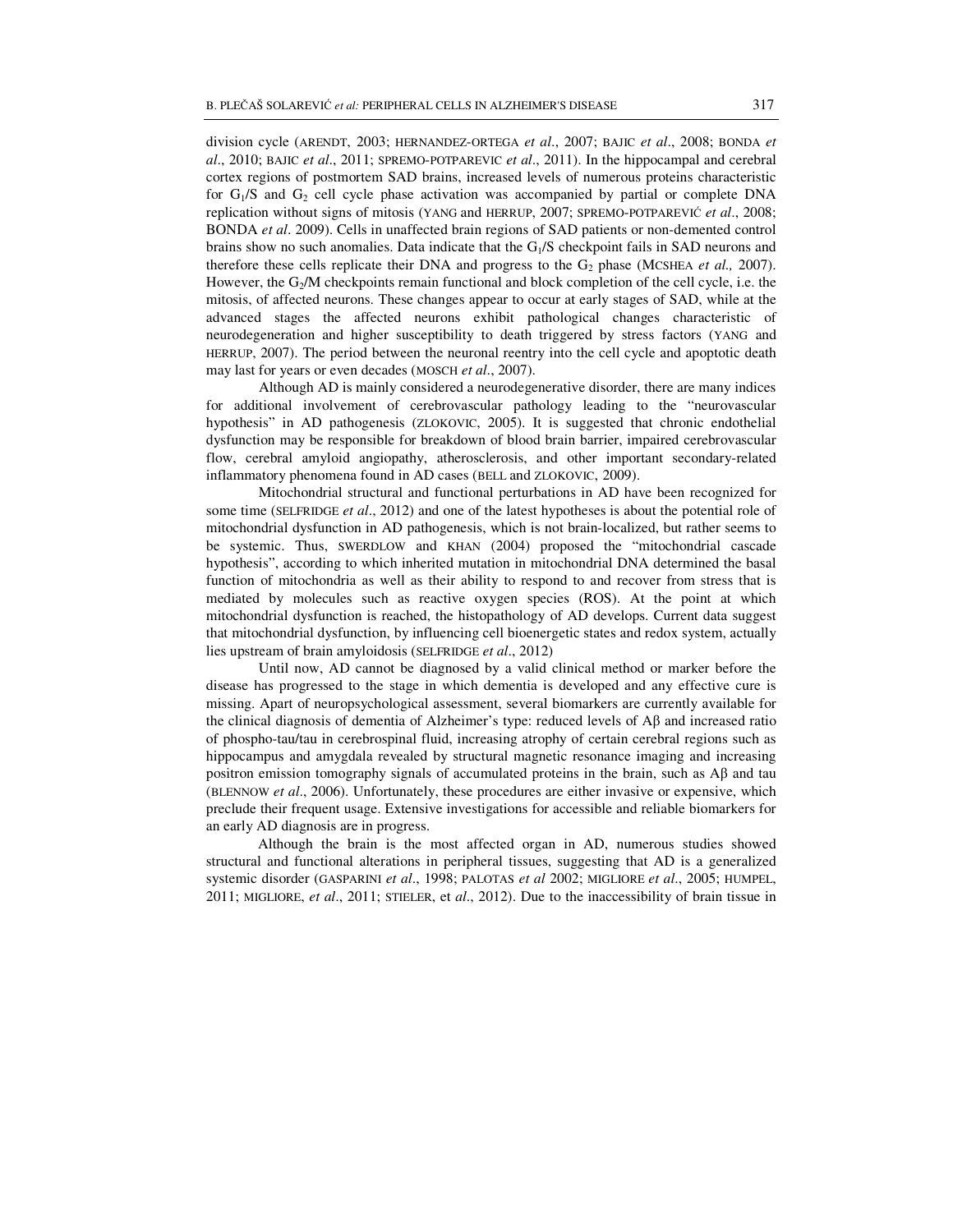division cycle (ARENDT, 2003; HERNANDEZ-ORTEGA *et al*., 2007; BAJIC *et al*., 2008; BONDA *et al*., 2010; BAJIC *et al*., 2011; SPREMO-POTPAREVIC *et al*., 2011). In the hippocampal and cerebral cortex regions of postmortem SAD brains, increased levels of numerous proteins characteristic for $G_1$/S and $G_2$ cell cycle phase activation was accompanied by partial or complete DNA replication without signs of mitosis (YANG and HERRUP, 2007; SPREMO-POTPAREVIĆ *et al*., 2008; BONDA *et al*. 2009). Cells in unaffected brain regions of SAD patients or non-demented control brains show no such anomalies. Data indicate that the $G_1$/S checkpoint fails in SAD neurons and therefore these cells replicate their DNA and progress to the $G_2$ phase (MCSHEA *et al.,* 2007). However, the $G_2$/M checkpoints remain functional and block completion of the cell cycle, i.e. the mitosis, of affected neurons. These changes appear to occur at early stages of SAD, while at the advanced stages the affected neurons exhibit pathological changes characteristic of neurodegeneration and higher susceptibility to death triggered by stress factors (YANG and HERRUP, 2007). The period between the neuronal reentry into the cell cycle and apoptotic death may last for years or even decades (MOSCH *et al*., 2007).

Although AD is mainly considered a neurodegenerative disorder, there are many indices for additional involvement of cerebrovascular pathology leading to the "neurovascular hypothesis" in AD pathogenesis (ZLOKOVIC, 2005). It is suggested that chronic endothelial dysfunction may be responsible for breakdown of blood brain barrier, impaired cerebrovascular flow, cerebral amyloid angiopathy, atherosclerosis, and other important secondary-related inflammatory phenomena found in AD cases (BELL and ZLOKOVIC, 2009).

Mitochondrial structural and functional perturbations in AD have been recognized for some time (SELFRIDGE *et al*., 2012) and one of the latest hypotheses is about the potential role of mitochondrial dysfunction in AD pathogenesis, which is not brain-localized, but rather seems to be systemic. Thus, SWERDLOW and KHAN (2004) proposed the "mitochondrial cascade hypothesis", according to which inherited mutation in mitochondrial DNA determined the basal function of mitochondria as well as their ability to respond to and recover from stress that is mediated by molecules such as reactive oxygen species (ROS). At the point at which mitochondrial dysfunction is reached, the histopathology of AD develops. Current data suggest that mitochondrial dysfunction, by influencing cell bioenergetic states and redox system, actually lies upstream of brain amyloidosis (SELFRIDGE *et al*., 2012)

Until now, AD cannot be diagnosed by a valid clinical method or marker before the disease has progressed to the stage in which dementia is developed and any effective cure is missing. Apart of neuropsychological assessment, several biomarkers are currently available for the clinical diagnosis of dementia of Alzheimer's type: reduced levels of Aβ and increased ratio of phospho-tau/tau in cerebrospinal fluid, increasing atrophy of certain cerebral regions such as hippocampus and amygdala revealed by structural magnetic resonance imaging and increasing positron emission tomography signals of accumulated proteins in the brain, such as Aβ and tau (BLENNOW *et al*., 2006). Unfortunately, these procedures are either invasive or expensive, which preclude their frequent usage. Extensive investigations for accessible and reliable biomarkers for an early AD diagnosis are in progress.

Although the brain is the most affected organ in AD, numerous studies showed structural and functional alterations in peripheral tissues, suggesting that AD is a generalized systemic disorder (GASPARINI *et al*., 1998; PALOTAS *et al* 2002; MIGLIORE *et al*., 2005; HUMPEL, 2011; MIGLIORE, *et al*., 2011; STIELER, et *al*., 2012). Due to the inaccessibility of brain tissue in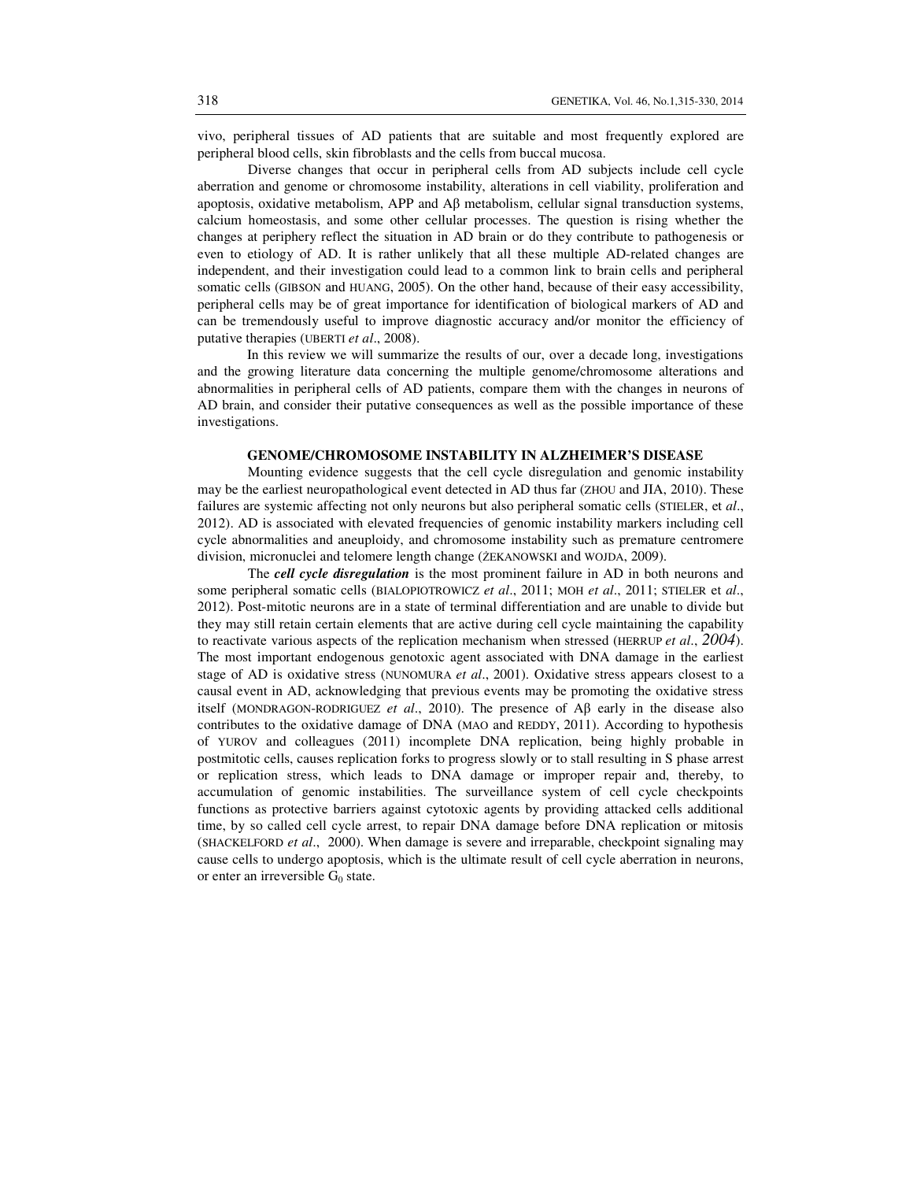vivo, peripheral tissues of AD patients that are suitable and most frequently explored are peripheral blood cells, skin fibroblasts and the cells from buccal mucosa.

Diverse changes that occur in peripheral cells from AD subjects include cell cycle aberration and genome or chromosome instability, alterations in cell viability, proliferation and apoptosis, oxidative metabolism, APP and Aβ metabolism, cellular signal transduction systems, calcium homeostasis, and some other cellular processes. The question is rising whether the changes at periphery reflect the situation in AD brain or do they contribute to pathogenesis or even to etiology of AD. It is rather unlikely that all these multiple AD-related changes are independent, and their investigation could lead to a common link to brain cells and peripheral somatic cells (GIBSON and HUANG, 2005). On the other hand, because of their easy accessibility, peripheral cells may be of great importance for identification of biological markers of AD and can be tremendously useful to improve diagnostic accuracy and/or monitor the efficiency of putative therapies (UBERTI *et al*., 2008).

In this review we will summarize the results of our, over a decade long, investigations and the growing literature data concerning the multiple genome/chromosome alterations and abnormalities in peripheral cells of AD patients, compare them with the changes in neurons of AD brain, and consider their putative consequences as well as the possible importance of these investigations.

## GENOME/CHROMOSOME INSTABILITY IN ALZHEIMER'S DISEASE

Mounting evidence suggests that the cell cycle disregulation and genomic instability may be the earliest neuropathological event detected in AD thus far (ZHOU and JIA, 2010). These failures are systemic affecting not only neurons but also peripheral somatic cells (STIELER, et *al*., 2012). AD is associated with elevated frequencies of genomic instability markers including cell cycle abnormalities and aneuploidy, and chromosome instability such as premature centromere division, micronuclei and telomere length change (ŻEKANOWSKI and WOJDA, 2009).

The ***cell cycle disregulation*** is the most prominent failure in AD in both neurons and some peripheral somatic cells (BIALOPIOTROWICZ *et al*., 2011; MOH *et al*., 2011; STIELER et *al*., 2012). Post-mitotic neurons are in a state of terminal differentiation and are unable to divide but they may still retain certain elements that are active during cell cycle maintaining the capability to reactivate various aspects of the replication mechanism when stressed (HERRUP *et al*., *2004*). The most important endogenous genotoxic agent associated with DNA damage in the earliest stage of AD is oxidative stress (NUNOMURA *et al*., 2001). Oxidative stress appears closest to a causal event in AD, acknowledging that previous events may be promoting the oxidative stress itself (MONDRAGON-RODRIGUEZ *et al*., 2010). The presence of Aβ early in the disease also contributes to the oxidative damage of DNA (MAO and REDDY, 2011). According to hypothesis of YUROV and colleagues (2011) incomplete DNA replication, being highly probable in postmitotic cells, causes replication forks to progress slowly or to stall resulting in S phase arrest or replication stress, which leads to DNA damage or improper repair and, thereby, to accumulation of genomic instabilities. The surveillance system of cell cycle checkpoints functions as protective barriers against cytotoxic agents by providing attacked cells additional time, by so called cell cycle arrest, to repair DNA damage before DNA replication or mitosis (SHACKELFORD *et al*., 2000). When damage is severe and irreparable, checkpoint signaling may cause cells to undergo apoptosis, which is the ultimate result of cell cycle aberration in neurons, or enter an irreversible $G_0$ state.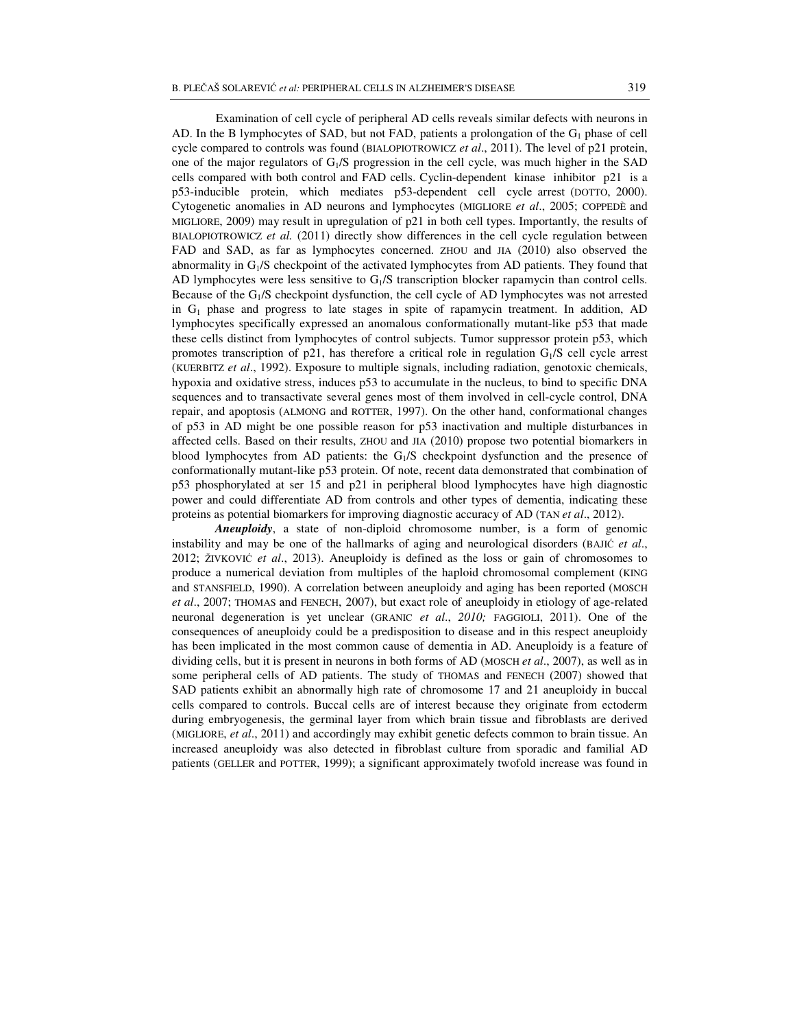Examination of cell cycle of peripheral AD cells reveals similar defects with neurons in AD. In the B lymphocytes of SAD, but not FAD, patients a prolongation of the $G_1$ phase of cell cycle compared to controls was found (BIALOPIOTROWICZ *et al*., 2011). The level of p21 protein, one of the major regulators of $G_1$/S progression in the cell cycle, was much higher in the SAD cells compared with both control and FAD cells. Cyclin-dependent kinase inhibitor p21 is a p53-inducible protein, which mediates p53-dependent cell cycle arrest (DOTTO, 2000). Cytogenetic anomalies in AD neurons and lymphocytes (MIGLIORE *et al*., 2005; COPPEDÈ and MIGLIORE, 2009) may result in upregulation of p21 in both cell types. Importantly, the results of BIALOPIOTROWICZ *et al.* (2011) directly show differences in the cell cycle regulation between FAD and SAD, as far as lymphocytes concerned. ZHOU and JIA (2010) also observed the abnormality in $G_1$/S checkpoint of the activated lymphocytes from AD patients. They found that AD lymphocytes were less sensitive to $G_1$/S transcription blocker rapamycin than control cells. Because of the $G_1$/S checkpoint dysfunction, the cell cycle of AD lymphocytes was not arrested in $G_1$ phase and progress to late stages in spite of rapamycin treatment. In addition, AD lymphocytes specifically expressed an anomalous conformationally mutant-like p53 that made these cells distinct from lymphocytes of control subjects. Tumor suppressor protein p53, which promotes transcription of p21, has therefore a critical role in regulation $G_1$/S cell cycle arrest (KUERBITZ *et al*., 1992). Exposure to multiple signals, including radiation, genotoxic chemicals, hypoxia and oxidative stress, induces p53 to accumulate in the nucleus, to bind to specific DNA sequences and to transactivate several genes most of them involved in cell-cycle control, DNA repair, and apoptosis (ALMONG and ROTTER, 1997). On the other hand, conformational changes of p53 in AD might be one possible reason for p53 inactivation and multiple disturbances in affected cells. Based on their results, ZHOU and JIA (2010) propose two potential biomarkers in blood lymphocytes from AD patients: the $G_1$/S checkpoint dysfunction and the presence of conformationally mutant-like p53 protein. Of note, recent data demonstrated that combination of p53 phosphorylated at ser 15 and p21 in peripheral blood lymphocytes have high diagnostic power and could differentiate AD from controls and other types of dementia, indicating these proteins as potential biomarkers for improving diagnostic accuracy of AD (TAN *et al*., 2012).

***Aneuploidy***, a state of non-diploid chromosome number, is a form of genomic instability and may be one of the hallmarks of aging and neurological disorders (BAJIĆ *et al*., 2012; ŽIVKOVIĆ *et al*., 2013). Aneuploidy is defined as the loss or gain of chromosomes to produce a numerical deviation from multiples of the haploid chromosomal complement (KING and STANSFIELD, 1990). A correlation between aneuploidy and aging has been reported (MOSCH *et al*., 2007; THOMAS and FENECH, 2007), but exact role of aneuploidy in etiology of age-related neuronal degeneration is yet unclear (GRANIC *et al*., *2010;* FAGGIOLI, 2011). One of the consequences of aneuploidy could be a predisposition to disease and in this respect aneuploidy has been implicated in the most common cause of dementia in AD. Aneuploidy is a feature of dividing cells, but it is present in neurons in both forms of AD (MOSCH *et al*., 2007), as well as in some peripheral cells of AD patients. The study of THOMAS and FENECH (2007) showed that SAD patients exhibit an abnormally high rate of chromosome 17 and 21 aneuploidy in buccal cells compared to controls. Buccal cells are of interest because they originate from ectoderm during embryogenesis, the germinal layer from which brain tissue and fibroblasts are derived (MIGLIORE, *et al*., 2011) and accordingly may exhibit genetic defects common to brain tissue. An increased aneuploidy was also detected in fibroblast culture from sporadic and familial AD patients (GELLER and POTTER, 1999); a significant approximately twofold increase was found in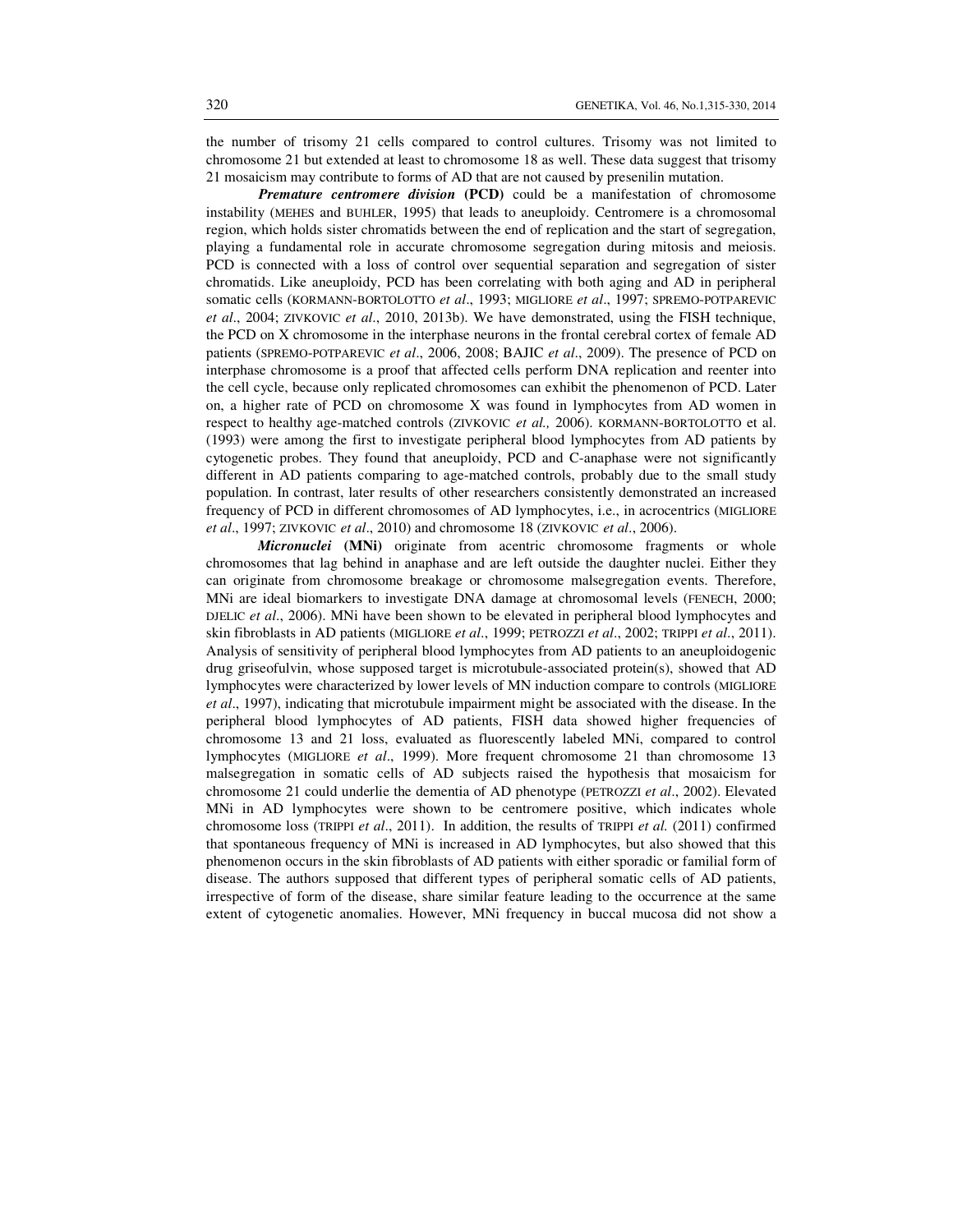the number of trisomy 21 cells compared to control cultures. Trisomy was not limited to chromosome 21 but extended at least to chromosome 18 as well. These data suggest that trisomy 21 mosaicism may contribute to forms of AD that are not caused by presenilin mutation.

***Premature centromere division*** **(PCD)** could be a manifestation of chromosome instability (MEHES and BUHLER, 1995) that leads to aneuploidy. Centromere is a chromosomal region, which holds sister chromatids between the end of replication and the start of segregation, playing a fundamental role in accurate chromosome segregation during mitosis and meiosis. PCD is connected with a loss of control over sequential separation and segregation of sister chromatids. Like aneuploidy, PCD has been correlating with both aging and AD in peripheral somatic cells (KORMANN-BORTOLOTTO *et al*., 1993; MIGLIORE *et al*., 1997; SPREMO-POTPAREVIC *et al*., 2004; ZIVKOVIC *et al*., 2010, 2013b). We have demonstrated, using the FISH technique, the PCD on X chromosome in the interphase neurons in the frontal cerebral cortex of female AD patients (SPREMO-POTPAREVIC *et al*., 2006, 2008; BAJIC *et al*., 2009). The presence of PCD on interphase chromosome is a proof that affected cells perform DNA replication and reenter into the cell cycle, because only replicated chromosomes can exhibit the phenomenon of PCD. Later on, a higher rate of PCD on chromosome X was found in lymphocytes from AD women in respect to healthy age-matched controls (ZIVKOVIC *et al.,* 2006). KORMANN-BORTOLOTTO et al. (1993) were among the first to investigate peripheral blood lymphocytes from AD patients by cytogenetic probes. They found that aneuploidy, PCD and C-anaphase were not significantly different in AD patients comparing to age-matched controls, probably due to the small study population. In contrast, later results of other researchers consistently demonstrated an increased frequency of PCD in different chromosomes of AD lymphocytes, i.e., in acrocentrics (MIGLIORE *et al*., 1997; ZIVKOVIC *et al*., 2010) and chromosome 18 (ZIVKOVIC *et al*., 2006).

***Micronuclei*** **(MNi)** originate from acentric chromosome fragments or whole chromosomes that lag behind in anaphase and are left outside the daughter nuclei. Either they can originate from chromosome breakage or chromosome malsegregation events. Therefore, MNi are ideal biomarkers to investigate DNA damage at chromosomal levels (FENECH, 2000; DJELIC *et al*., 2006). MNi have been shown to be elevated in peripheral blood lymphocytes and skin fibroblasts in AD patients (MIGLIORE *et al*., 1999; PETROZZI *et al*., 2002; TRIPPI *et al*., 2011). Analysis of sensitivity of peripheral blood lymphocytes from AD patients to an aneuploidogenic drug griseofulvin, whose supposed target is microtubule-associated protein(s), showed that AD lymphocytes were characterized by lower levels of MN induction compare to controls (MIGLIORE *et al*., 1997), indicating that microtubule impairment might be associated with the disease. In the peripheral blood lymphocytes of AD patients, FISH data showed higher frequencies of chromosome 13 and 21 loss, evaluated as fluorescently labeled MNi, compared to control lymphocytes (MIGLIORE *et al*., 1999). More frequent chromosome 21 than chromosome 13 malsegregation in somatic cells of AD subjects raised the hypothesis that mosaicism for chromosome 21 could underlie the dementia of AD phenotype (PETROZZI *et al*., 2002). Elevated MNi in AD lymphocytes were shown to be centromere positive, which indicates whole chromosome loss (TRIPPI *et al*., 2011). In addition, the results of TRIPPI *et al.* (2011) confirmed that spontaneous frequency of MNi is increased in AD lymphocytes, but also showed that this phenomenon occurs in the skin fibroblasts of AD patients with either sporadic or familial form of disease. The authors supposed that different types of peripheral somatic cells of AD patients, irrespective of form of the disease, share similar feature leading to the occurrence at the same extent of cytogenetic anomalies. However, MNi frequency in buccal mucosa did not show a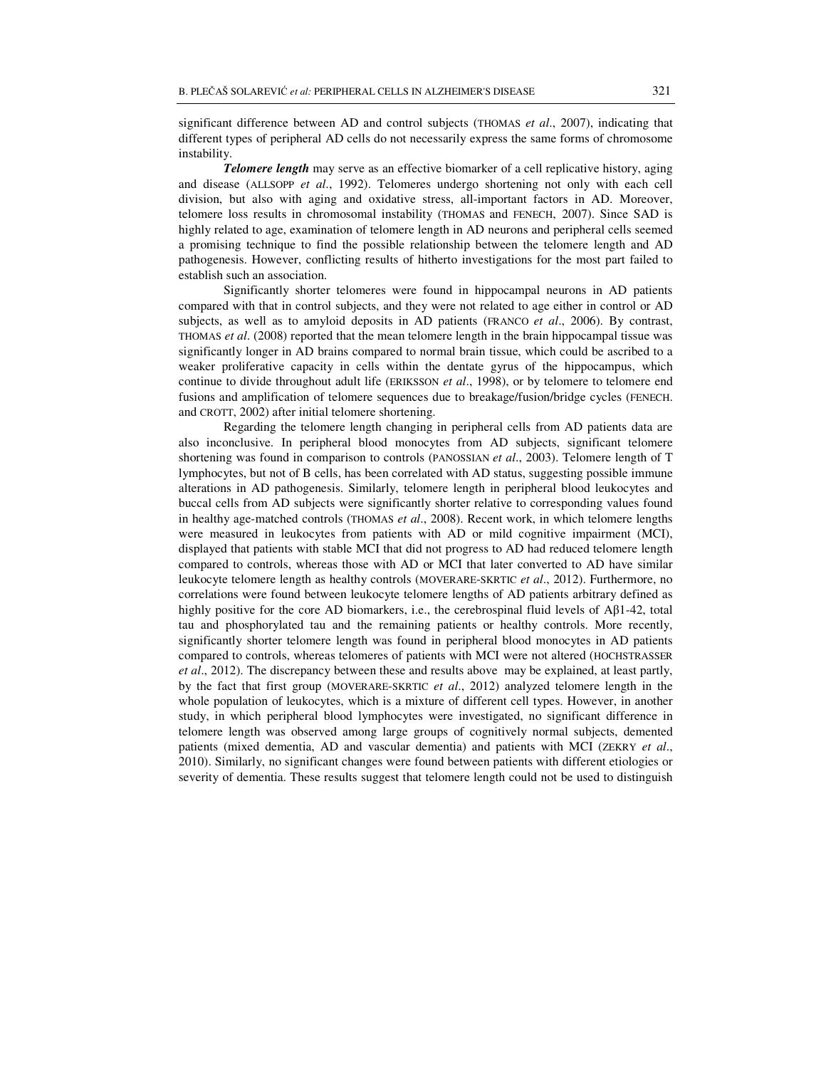significant difference between AD and control subjects (THOMAS *et al*., 2007), indicating that different types of peripheral AD cells do not necessarily express the same forms of chromosome instability.

***Telomere length*** may serve as an effective biomarker of a cell replicative history, aging and disease (ALLSOPP *et al*., 1992). Telomeres undergo shortening not only with each cell division, but also with aging and oxidative stress, all-important factors in AD. Moreover, telomere loss results in chromosomal instability (THOMAS and FENECH, 2007). Since SAD is highly related to age, examination of telomere length in AD neurons and peripheral cells seemed a promising technique to find the possible relationship between the telomere length and AD pathogenesis. However, conflicting results of hitherto investigations for the most part failed to establish such an association.

Significantly shorter telomeres were found in hippocampal neurons in AD patients compared with that in control subjects, and they were not related to age either in control or AD subjects, as well as to amyloid deposits in AD patients (FRANCO *et al*., 2006). By contrast, THOMAS *et al*. (2008) reported that the mean telomere length in the brain hippocampal tissue was significantly longer in AD brains compared to normal brain tissue, which could be ascribed to a weaker proliferative capacity in cells within the dentate gyrus of the hippocampus, which continue to divide throughout adult life (ERIKSSON *et al*., 1998), or by telomere to telomere end fusions and amplification of telomere sequences due to breakage/fusion/bridge cycles (FENECH. and CROTT, 2002) after initial telomere shortening.

Regarding the telomere length changing in peripheral cells from AD patients data are also inconclusive. In peripheral blood monocytes from AD subjects, significant telomere shortening was found in comparison to controls (PANOSSIAN *et al*., 2003). Telomere length of T lymphocytes, but not of B cells, has been correlated with AD status, suggesting possible immune alterations in AD pathogenesis. Similarly, telomere length in peripheral blood leukocytes and buccal cells from AD subjects were significantly shorter relative to corresponding values found in healthy age-matched controls (THOMAS *et al*., 2008). Recent work, in which telomere lengths were measured in leukocytes from patients with AD or mild cognitive impairment (MCI), displayed that patients with stable MCI that did not progress to AD had reduced telomere length compared to controls, whereas those with AD or MCI that later converted to AD have similar leukocyte telomere length as healthy controls (MOVERARE-SKRTIC *et al*., 2012). Furthermore, no correlations were found between leukocyte telomere lengths of AD patients arbitrary defined as highly positive for the core AD biomarkers, i.e., the cerebrospinal fluid levels of Aβ1-42, total tau and phosphorylated tau and the remaining patients or healthy controls. More recently, significantly shorter telomere length was found in peripheral blood monocytes in AD patients compared to controls, whereas telomeres of patients with MCI were not altered (HOCHSTRASSER *et al*., 2012). The discrepancy between these and results above may be explained, at least partly, by the fact that first group (MOVERARE-SKRTIC *et al*., 2012) analyzed telomere length in the whole population of leukocytes, which is a mixture of different cell types. However, in another study, in which peripheral blood lymphocytes were investigated, no significant difference in telomere length was observed among large groups of cognitively normal subjects, demented patients (mixed dementia, AD and vascular dementia) and patients with MCI (ZEKRY *et al*., 2010). Similarly, no significant changes were found between patients with different etiologies or severity of dementia. These results suggest that telomere length could not be used to distinguish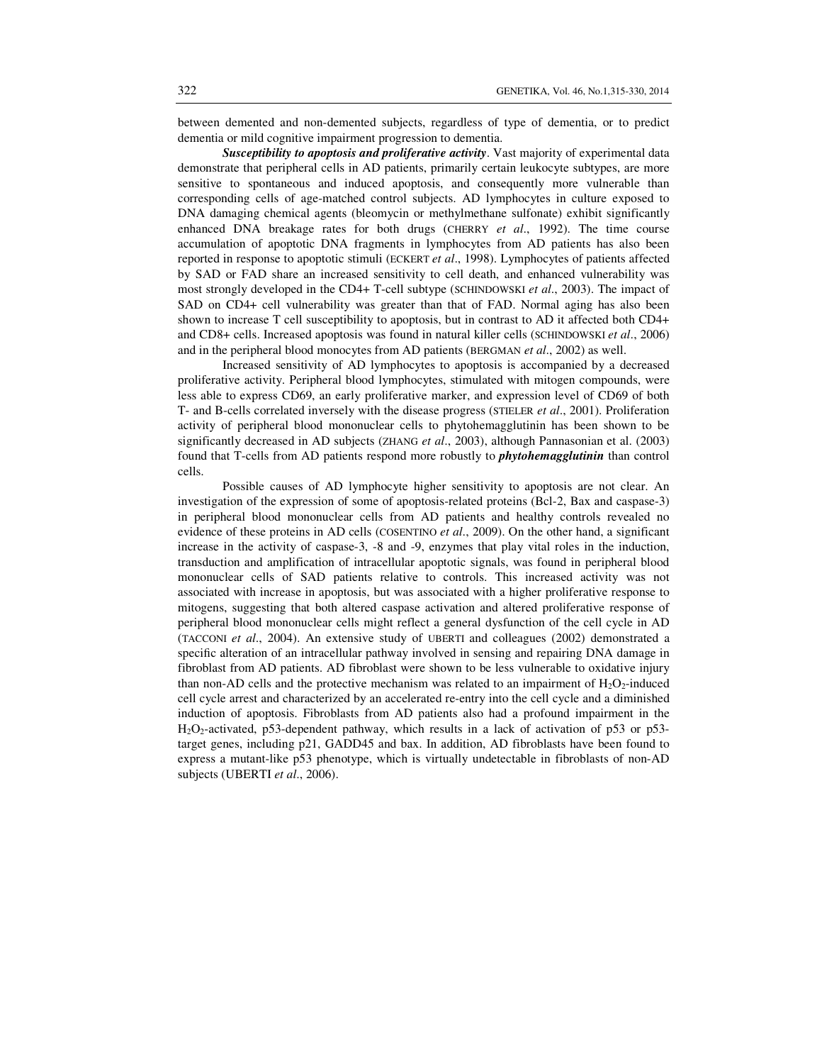between demented and non-demented subjects, regardless of type of dementia, or to predict dementia or mild cognitive impairment progression to dementia.

***Susceptibility to apoptosis and proliferative activity***. Vast majority of experimental data demonstrate that peripheral cells in AD patients, primarily certain leukocyte subtypes, are more sensitive to spontaneous and induced apoptosis, and consequently more vulnerable than corresponding cells of age-matched control subjects. AD lymphocytes in culture exposed to DNA damaging chemical agents (bleomycin or methylmethane sulfonate) exhibit significantly enhanced DNA breakage rates for both drugs (CHERRY *et al*., 1992). The time course accumulation of apoptotic DNA fragments in lymphocytes from AD patients has also been reported in response to apoptotic stimuli (ECKERT *et al*., 1998). Lymphocytes of patients affected by SAD or FAD share an increased sensitivity to cell death, and enhanced vulnerability was most strongly developed in the CD4+ T-cell subtype (SCHINDOWSKI *et al*., 2003). The impact of SAD on CD4+ cell vulnerability was greater than that of FAD. Normal aging has also been shown to increase T cell susceptibility to apoptosis, but in contrast to AD it affected both CD4+ and CD8+ cells. Increased apoptosis was found in natural killer cells (SCHINDOWSKI *et al*., 2006) and in the peripheral blood monocytes from AD patients (BERGMAN *et al*., 2002) as well.

Increased sensitivity of AD lymphocytes to apoptosis is accompanied by a decreased proliferative activity. Peripheral blood lymphocytes, stimulated with mitogen compounds, were less able to express CD69, an early proliferative marker, and expression level of CD69 of both T- and B-cells correlated inversely with the disease progress (STIELER *et al*., 2001). Proliferation activity of peripheral blood mononuclear cells to phytohemagglutinin has been shown to be significantly decreased in AD subjects (ZHANG *et al*., 2003), although Pannasonian et al. (2003) found that T-cells from AD patients respond more robustly to ***phytohemagglutinin*** than control cells.

Possible causes of AD lymphocyte higher sensitivity to apoptosis are not clear. An investigation of the expression of some of apoptosis-related proteins (Bcl-2, Bax and caspase-3) in peripheral blood mononuclear cells from AD patients and healthy controls revealed no evidence of these proteins in AD cells (COSENTINO *et al*., 2009). On the other hand, a significant increase in the activity of caspase-3, -8 and -9, enzymes that play vital roles in the induction, transduction and amplification of intracellular apoptotic signals, was found in peripheral blood mononuclear cells of SAD patients relative to controls. This increased activity was not associated with increase in apoptosis, but was associated with a higher proliferative response to mitogens, suggesting that both altered caspase activation and altered proliferative response of peripheral blood mononuclear cells might reflect a general dysfunction of the cell cycle in AD (TACCONI *et al*., 2004). An extensive study of UBERTI and colleagues (2002) demonstrated a specific alteration of an intracellular pathway involved in sensing and repairing DNA damage in fibroblast from AD patients. AD fibroblast were shown to be less vulnerable to oxidative injury than non-AD cells and the protective mechanism was related to an impairment of $H_2O_2$-induced cell cycle arrest and characterized by an accelerated re-entry into the cell cycle and a diminished induction of apoptosis. Fibroblasts from AD patients also had a profound impairment in the $H_2O_2$-activated, p53-dependent pathway, which results in a lack of activation of p53 or p53-target genes, including p21, GADD45 and bax. In addition, AD fibroblasts have been found to express a mutant-like p53 phenotype, which is virtually undetectable in fibroblasts of non-AD subjects (UBERTI *et al*., 2006).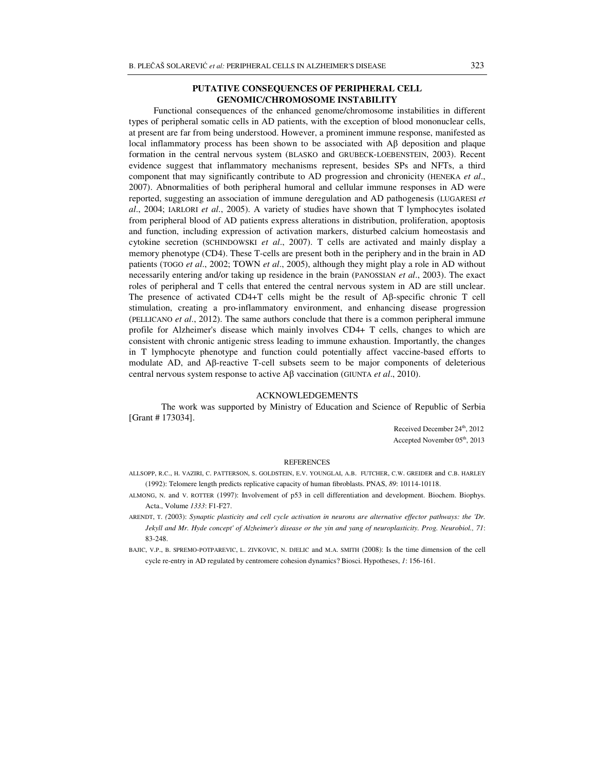## PUTATIVE CONSEQUENCES OF PERIPHERAL CELL GENOMIC/CHROMOSOME INSTABILITY

Functional consequences of the enhanced genome/chromosome instabilities in different types of peripheral somatic cells in AD patients, with the exception of blood mononuclear cells, at present are far from being understood. However, a prominent immune response, manifested as local inflammatory process has been shown to be associated with Aβ deposition and plaque formation in the central nervous system (BLASKO and GRUBECK-LOEBENSTEIN, 2003). Recent evidence suggest that inflammatory mechanisms represent, besides SPs and NFTs, a third component that may significantly contribute to AD progression and chronicity (HENEKA *et al*., 2007). Abnormalities of both peripheral humoral and cellular immune responses in AD were reported, suggesting an association of immune deregulation and AD pathogenesis (LUGARESI *et al*., 2004; IARLORI *et al*., 2005). A variety of studies have shown that T lymphocytes isolated from peripheral blood of AD patients express alterations in distribution, proliferation, apoptosis and function, including expression of activation markers, disturbed calcium homeostasis and cytokine secretion (SCHINDOWSKI *et al*., 2007). T cells are activated and mainly display a memory phenotype (CD4). These T-cells are present both in the periphery and in the brain in AD patients (TOGO *et al*., 2002; TOWN *et al*., 2005), although they might play a role in AD without necessarily entering and/or taking up residence in the brain (PANOSSIAN *et al*., 2003). The exact roles of peripheral and T cells that entered the central nervous system in AD are still unclear. The presence of activated CD4+T cells might be the result of Aβ-specific chronic T cell stimulation, creating a pro-inflammatory environment, and enhancing disease progression (PELLICANO *et al*., 2012). The same authors conclude that there is a common peripheral immune profile for Alzheimer's disease which mainly involves CD4+ T cells, changes to which are consistent with chronic antigenic stress leading to immune exhaustion. Importantly, the changes in T lymphocyte phenotype and function could potentially affect vaccine-based efforts to modulate AD, and Aβ-reactive T-cell subsets seem to be major components of deleterious central nervous system response to active Aβ vaccination (GIUNTA *et al*., 2010).

## ACKNOWLEDGEMENTS

The work was supported by Ministry of Education and Science of Republic of Serbia [Grant # 173034].

Received December 24th, 2012
Accepted November 05th, 2013

## REFERENCES

ALLSOPP, R.C., H. VAZIRI, C. PATTERSON, S. GOLDSTEIN, E.V. YOUNGLAI, A.B. FUTCHER, C.W. GREIDER and C.B. HARLEY (1992): Telomere length predicts replicative capacity of human fibroblasts. PNAS, *89*: 10114-10118.

ALMONG, N. and V. ROTTER (1997): Involvement of p53 in cell differentiation and development. Biochem. Biophys. Acta., Volume *1333*: F1-F27.

ARENDT, T. (2003): *Synaptic plasticity and cell cycle activation in neurons are alternative effector pathways: the 'Dr. Jekyll and Mr. Hyde concept' of Alzheimer's disease or the yin and yang of neuroplasticity. Prog. Neurobiol., 71*: 83-248.

BAJIC, V.P., B. SPREMO-POTPAREVIC, L. ZIVKOVIC, N. DJELIC and M.A. SMITH (2008): Is the time dimension of the cell cycle re-entry in AD regulated by centromere cohesion dynamics? Biosci. Hypotheses, *1*: 156-161.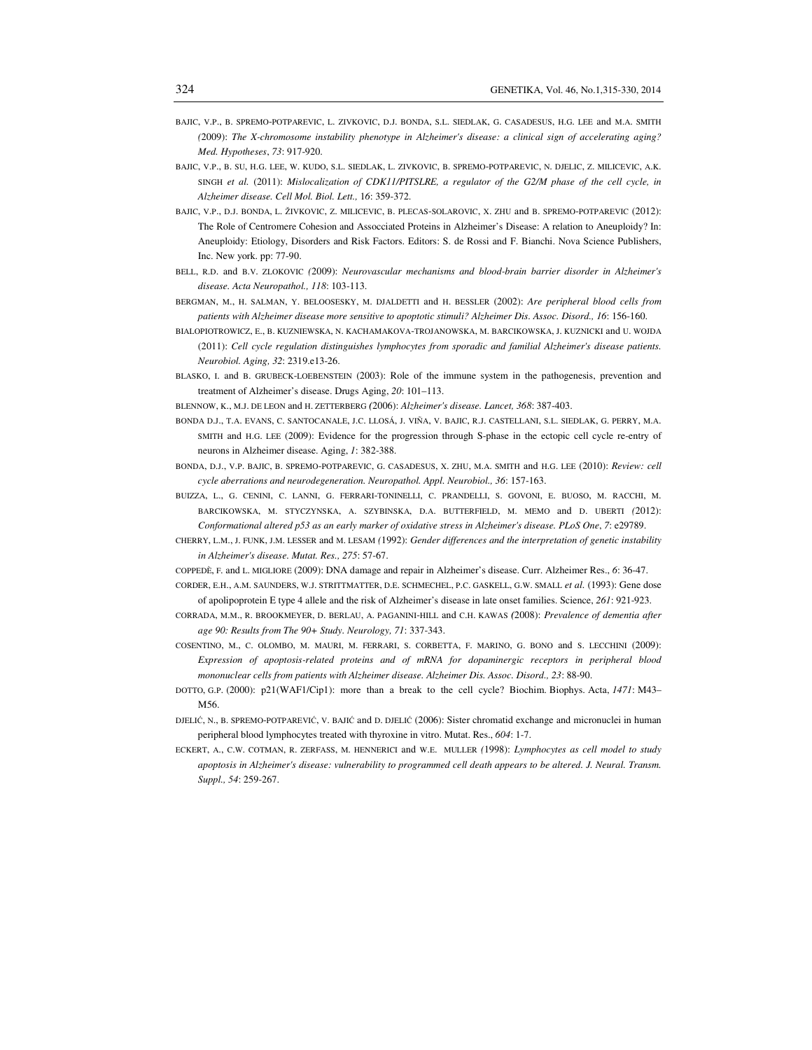BAJIC, V.P., B. SPREMO-POTPAREVIC, L. ZIVKOVIC, D.J. BONDA, S.L. SIEDLAK, G. CASADESUS, H.G. LEE and M.A. SMITH (2009): *The X-chromosome instability phenotype in Alzheimer's disease: a clinical sign of accelerating aging? Med. Hypotheses*, *73*: 917-920.

BAJIC, V.P., B. SU, H.G. LEE, W. KUDO, S.L. SIEDLAK, L. ZIVKOVIC, B. SPREMO-POTPAREVIC, N. DJELIC, Z. MILICEVIC, A.K. SINGH *et al.* (2011): *Mislocalization of CDK11/PITSLRE, a regulator of the G2/M phase of the cell cycle, in Alzheimer disease. Cell Mol. Biol. Lett.,* 16: 359-372.

BAJIC, V.P., D.J. BONDA, L. ŽIVKOVIC, Z. MILICEVIC, B. PLECAS-SOLAROVIC, X. ZHU and B. SPREMO-POTPAREVIC (2012): The Role of Centromere Cohesion and Assocciated Proteins in Alzheimer's Disease: A relation to Aneuploidy? In: Aneuploidy: Etiology, Disorders and Risk Factors. Editors: S. de Rossi and F. Bianchi. Nova Science Publishers, Inc. New york. pp: 77-90.

BELL, R.D. and B.V. ZLOKOVIC (2009): *Neurovascular mechanisms and blood-brain barrier disorder in Alzheimer's disease. Acta Neuropathol., 118*: 103-113.

BERGMAN, M., H. SALMAN, Y. BELOOSESKY, M. DJALDETTI and H. BESSLER (2002): *Are peripheral blood cells from patients with Alzheimer disease more sensitive to apoptotic stimuli? Alzheimer Dis. Assoc. Disord., 16*: 156-160.

BIALOPIOTROWICZ, E., B. KUZNIEWSKA, N. KACHAMAKOVA-TROJANOWSKA, M. BARCIKOWSKA, J. KUZNICKI and U. WOJDA (2011): *Cell cycle regulation distinguishes lymphocytes from sporadic and familial Alzheimer's disease patients. Neurobiol. Aging, 32*: 2319.e13-26.

BLASKO, I. and B. GRUBECK-LOEBENSTEIN (2003): Role of the immune system in the pathogenesis, prevention and treatment of Alzheimer's disease. Drugs Aging, *20*: 101–113.

BLENNOW, K., M.J. DE LEON and H. ZETTERBERG (2006): *Alzheimer's disease. Lancet, 368*: 387-403.

BONDA D.J., T.A. EVANS, C. SANTOCANALE, J.C. LLOSÁ, J. VIÑA, V. BAJIC, R.J. CASTELLANI, S.L. SIEDLAK, G. PERRY, M.A. SMITH and H.G. LEE (2009): Evidence for the progression through S-phase in the ectopic cell cycle re-entry of neurons in Alzheimer disease. Aging, *1*: 382-388.

BONDA, D.J., V.P. BAJIC, B. SPREMO-POTPAREVIC, G. CASADESUS, X. ZHU, M.A. SMITH and H.G. LEE (2010): *Review: cell cycle aberrations and neurodegeneration. Neuropathol. Appl. Neurobiol., 36*: 157-163.

BUIZZA, L., G. CENINI, C. LANNI, G. FERRARI-TONINELLI, C. PRANDELLI, S. GOVONI, E. BUOSO, M. RACCHI, M. BARCIKOWSKA, M. STYCZYNSKA, A. SZYBINSKA, D.A. BUTTERFIELD, M. MEMO and D. UBERTI (2012): *Conformational altered p53 as an early marker of oxidative stress in Alzheimer's disease. PLoS One*, *7*: e29789.

CHERRY, L.M., J. FUNK, J.M. LESSER and M. LESAM (1992): *Gender differences and the interpretation of genetic instability in Alzheimer's disease. Mutat. Res., 275*: 57-67.

COPPEDÈ, F. and L. MIGLIORE (2009): DNA damage and repair in Alzheimer's disease. Curr. Alzheimer Res., *6*: 36-47.

CORDER, E.H., A.M. SAUNDERS, W.J. STRITTMATTER, D.E. SCHMECHEL, P.C. GASKELL, G.W. SMALL *et al.* (1993): Gene dose of apolipoprotein E type 4 allele and the risk of Alzheimer's disease in late onset families. Science, *261*: 921-923.

CORRADA, M.M., R. BROOKMEYER, D. BERLAU, A. PAGANINI-HILL and C.H. KAWAS (2008): *Prevalence of dementia after age 90: Results from The 90+ Study*. *Neurology, 71*: 337-343.

COSENTINO, M., C. OLOMBO, M. MAURI, M. FERRARI, S. CORBETTA, F. MARINO, G. BONO and S. LECCHINI (2009): *Expression of apoptosis-related proteins and of mRNA for dopaminergic receptors in peripheral blood mononuclear cells from patients with Alzheimer disease. Alzheimer Dis. Assoc. Disord., 23*: 88-90.

DOTTO, G.P. (2000): p21(WAF1/Cip1): more than a break to the cell cycle? Biochim. Biophys. Acta, *1471*: M43–M56.

DJELIĆ, N., B. SPREMO-POTPAREVIĆ, V. BAJIĆ and D. DJELIĆ (2006): Sister chromatid exchange and micronuclei in human peripheral blood lymphocytes treated with thyroxine in vitro. Mutat. Res., *604*: 1-7.

ECKERT, A., C.W. COTMAN, R. ZERFASS, M. HENNERICI and W.E. MULLER (1998): *Lymphocytes as cell model to study apoptosis in Alzheimer's disease: vulnerability to programmed cell death appears to be altered. J. Neural. Transm. Suppl., 54*: 259-267.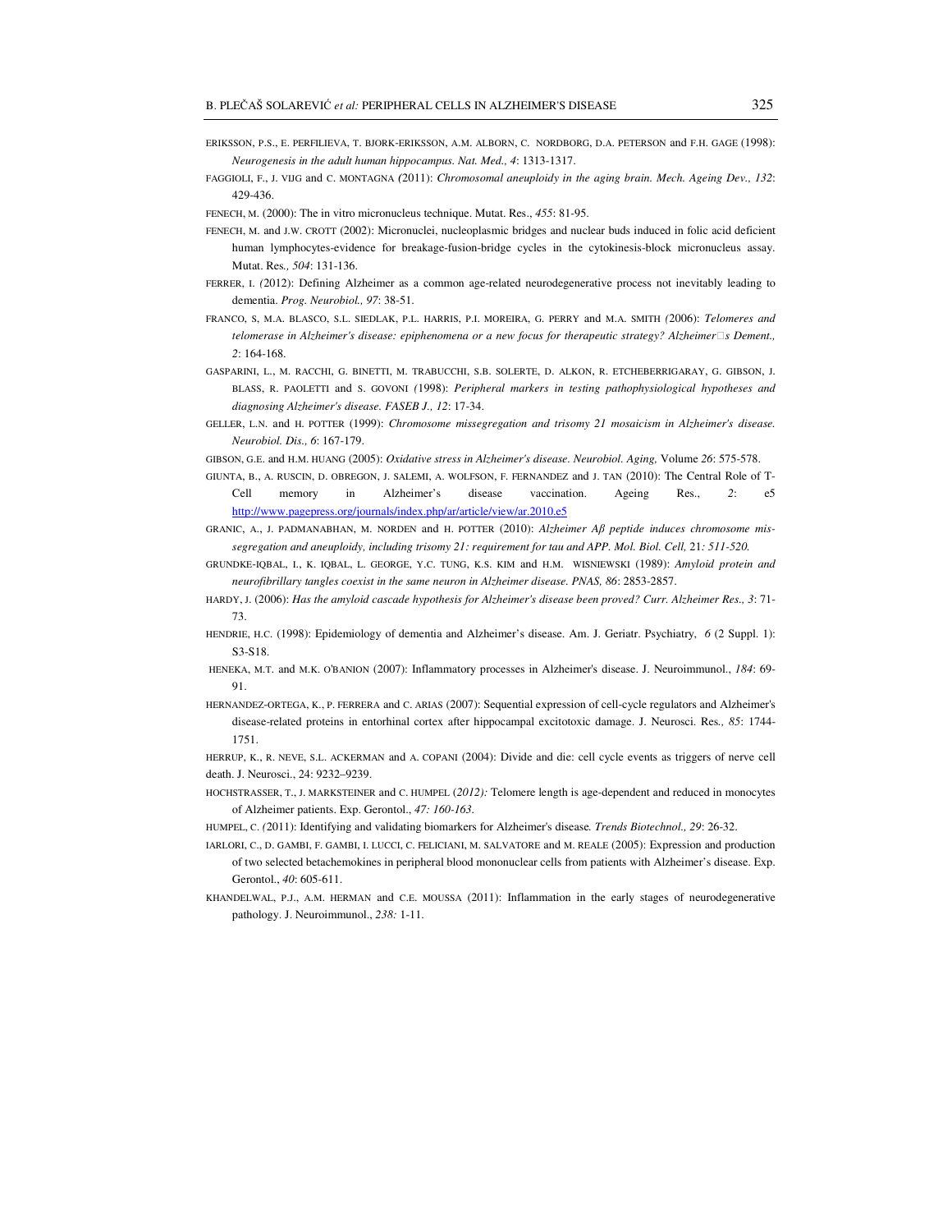ERIKSSON, P.S., E. PERFILIEVA, T. BJORK-ERIKSSON, A.M. ALBORN, C. NORDBORG, D.A. PETERSON and F.H. GAGE (1998): *Neurogenesis in the adult human hippocampus. Nat. Med., 4*: 1313-1317.

FAGGIOLI, F., J. VIJG and C. MONTAGNA *(*2011): *Chromosomal aneuploidy in the aging brain. Mech. Ageing Dev., 132*: 429-436.

FENECH, M. (2000): The in vitro micronucleus technique. Mutat. Res., *455*: 81-95.

FENECH, M. and J.W. CROTT (2002): Micronuclei, nucleoplasmic bridges and nuclear buds induced in folic acid deficient human lymphocytes-evidence for breakage-fusion-bridge cycles in the cytokinesis-block micronucleus assay. Mutat. Res*., 504*: 131-136.

FERRER, I. *(*2012): Defining Alzheimer as a common age-related neurodegenerative process not inevitably leading to dementia. *Prog. Neurobiol., 97*: 38-51*.*

FRANCO, S, M.A. BLASCO, S.L. SIEDLAK, P.L. HARRIS, P.I. MOREIRA, G. PERRY and M.A. SMITH *(*2006): *Telomeres and telomerase in Alzheimer's disease: epiphenomena or a new focus for therapeutic strategy? Alzheimer□s Dement., 2*: 164-168.

GASPARINI, L., M. RACCHI, G. BINETTI, M. TRABUCCHI, S.B. SOLERTE, D. ALKON, R. ETCHEBERRIGARAY, G. GIBSON, J. BLASS, R. PAOLETTI and S. GOVONI *(*1998): *Peripheral markers in testing pathophysiological hypotheses and diagnosing Alzheimer's disease. FASEB J., 12*: 17-34.

GELLER, L.N. and H. POTTER (1999): *Chromosome missegregation and trisomy 21 mosaicism in Alzheimer's disease. Neurobiol. Dis., 6*: 167-179.

GIBSON, G.E. and H.M. HUANG (2005): *Oxidative stress in Alzheimer's disease*. *Neurobiol. Aging,* Volume *26*: 575-578.

GIUNTA, B., A. RUSCIN, D. OBREGON, J. SALEMI, A. WOLFSON, F. FERNANDEZ and J. TAN (2010): The Central Role of T-Cell memory in Alzheimer's disease vaccination. Ageing Res., *2*: e5 http://www.pagepress.org/journals/index.php/ar/article/view/ar.2010.e5

GRANIC, A., J. PADMANABHAN, M. NORDEN and H. POTTER (2010): *Alzheimer Aβ peptide induces chromosome mis-segregation and aneuploidy, including trisomy 21: requirement for tau and APP. Mol. Biol. Cell,* 21*: 511-520.*

GRUNDKE-IQBAL, I., K. IQBAL, L. GEORGE, Y.C. TUNG, K.S. KIM and H.M. WISNIEWSKI (1989): *Amyloid protein and neurofibrillary tangles coexist in the same neuron in Alzheimer disease. PNAS, 86*: 2853-2857.

HARDY, J. (2006): *Has the amyloid cascade hypothesis for Alzheimer's disease been proved? Curr. Alzheimer Res., 3*: 71-73.

HENDRIE, H.C. (1998): Epidemiology of dementia and Alzheimer's disease. Am. J. Geriatr. Psychiatry, *6* (2 Suppl. 1): S3-S18.

HENEKA, M.T. and M.K. O'BANION (2007): Inflammatory processes in Alzheimer's disease. J. Neuroimmunol., *184*: 69-91.

HERNANDEZ-ORTEGA, K., P. FERRERA and C. ARIAS (2007): Sequential expression of cell-cycle regulators and Alzheimer's disease-related proteins in entorhinal cortex after hippocampal excitotoxic damage. J. Neurosci. Res*., 85*: 1744-1751.

HERRUP, K., R. NEVE, S.L. ACKERMAN and A. COPANI (2004): Divide and die: cell cycle events as triggers of nerve cell death. J. Neurosci., 24: 9232–9239.

HOCHSTRASSER, T., J. MARKSTEINER and C. HUMPEL (*2012):* Telomere length is age-dependent and reduced in monocytes of Alzheimer patients. Exp. Gerontol., *47: 160-163.*

HUMPEL, C. *(*2011): Identifying and validating biomarkers for Alzheimer's disease*. Trends Biotechnol., 29*: 26-32.

IARLORI, C., D. GAMBI, F. GAMBI, I. LUCCI, C. FELICIANI, M. SALVATORE and M. REALE (2005): Expression and production of two selected betachemokines in peripheral blood mononuclear cells from patients with Alzheimer's disease. Exp. Gerontol., *40*: 605-611.

KHANDELWAL, P.J., A.M. HERMAN and C.E. MOUSSA (2011): Inflammation in the early stages of neurodegenerative pathology. J. Neuroimmunol., *238:* 1-11.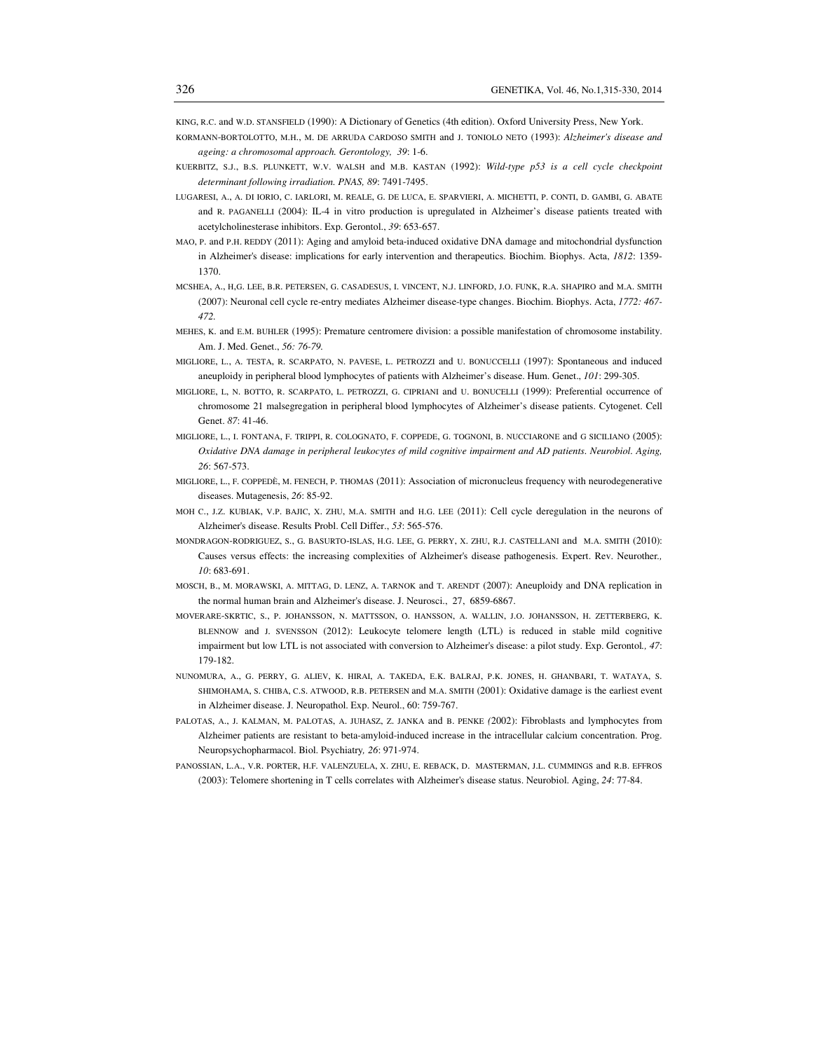KING, R.C. and W.D. STANSFIELD (1990): A Dictionary of Genetics (4th edition). Oxford University Press, New York.

KORMANN-BORTOLOTTO, M.H., M. DE ARRUDA CARDOSO SMITH and J. TONIOLO NETO (1993): *Alzheimer's disease and ageing: a chromosomal approach. Gerontology, 39*: 1-6.

KUERBITZ, S.J., B.S. PLUNKETT, W.V. WALSH and M.B. KASTAN (1992): *Wild-type p53 is a cell cycle checkpoint determinant following irradiation. PNAS, 89*: 7491-7495.

LUGARESI, A., A. DI IORIO, C. IARLORI, M. REALE, G. DE LUCA, E. SPARVIERI, A. MICHETTI, P. CONTI, D. GAMBI, G. ABATE and R. PAGANELLI (2004): IL-4 in vitro production is upregulated in Alzheimer's disease patients treated with acetylcholinesterase inhibitors. Exp. Gerontol., *39*: 653-657.

MAO, P. and P.H. REDDY (2011): Aging and amyloid beta-induced oxidative DNA damage and mitochondrial dysfunction in Alzheimer's disease: implications for early intervention and therapeutics. Biochim. Biophys. Acta, *1812*: 1359-1370.

MCSHEA, A., H,G. LEE, B.R. PETERSEN, G. CASADESUS, I. VINCENT, N.J. LINFORD, J.O. FUNK, R.A. SHAPIRO and M.A. SMITH (2007): Neuronal cell cycle re-entry mediates Alzheimer disease-type changes. Biochim. Biophys. Acta, *1772: 467-472.*

MEHES, K. and E.M. BUHLER (1995): Premature centromere division: a possible manifestation of chromosome instability. Am. J. Med. Genet., *56: 76-79.*

MIGLIORE, L., A. TESTA, R. SCARPATO, N. PAVESE, L. PETROZZI and U. BONUCCELLI (1997): Spontaneous and induced aneuploidy in peripheral blood lymphocytes of patients with Alzheimer's disease. Hum. Genet., *101*: 299-305.

MIGLIORE, L, N. BOTTO, R. SCARPATO, L. PETROZZI, G. CIPRIANI and U. BONUCELLI (1999): Preferential occurrence of chromosome 21 malsegregation in peripheral blood lymphocytes of Alzheimer's disease patients. Cytogenet. Cell Genet. *87*: 41-46.

MIGLIORE, L., I. FONTANA, F. TRIPPI, R. COLOGNATO, F. COPPEDE, G. TOGNONI, B. NUCCIARONE and G SICILIANO (2005): *Oxidative DNA damage in peripheral leukocytes of mild cognitive impairment and AD patients. Neurobiol. Aging, 26*: 567-573.

MIGLIORE, L., F. COPPEDÈ, M. FENECH, P. THOMAS (2011): Association of micronucleus frequency with neurodegenerative diseases. Mutagenesis, *26*: 85-92.

MOH C., J.Z. KUBIAK, V.P. BAJIC, X. ZHU, M.A. SMITH and H.G. LEE (2011): Cell cycle deregulation in the neurons of Alzheimer's disease. Results Probl. Cell Differ., *53*: 565-576.

MONDRAGON-RODRIGUEZ, S., G. BASURTO-ISLAS, H.G. LEE, G. PERRY, X. ZHU, R.J. CASTELLANI and M.A. SMITH (2010): Causes versus effects: the increasing complexities of Alzheimer's disease pathogenesis. Expert. Rev. Neurother*., 10*: 683-691.

MOSCH, B., M. MORAWSKI, A. MITTAG, D. LENZ, A. TARNOK and T. ARENDT (2007): Aneuploidy and DNA replication in the normal human brain and Alzheimer's disease. J. Neurosci., 27, 6859-6867.

MOVERARE-SKRTIC, S., P. JOHANSSON, N. MATTSSON, O. HANSSON, A. WALLIN, J.O. JOHANSSON, H. ZETTERBERG, K. BLENNOW and J. SVENSSON (2012): Leukocyte telomere length (LTL) is reduced in stable mild cognitive impairment but low LTL is not associated with conversion to Alzheimer's disease: a pilot study. Exp. Gerontol*., 47*: 179-182.

NUNOMURA, A., G. PERRY, G. ALIEV, K. HIRAI, A. TAKEDA, E.K. BALRAJ, P.K. JONES, H. GHANBARI, T. WATAYA, S. SHIMOHAMA, S. CHIBA, C.S. ATWOOD, R.B. PETERSEN and M.A. SMITH (2001): Oxidative damage is the earliest event in Alzheimer disease. J. Neuropathol. Exp. Neurol., 60: 759-767.

PALOTAS, A., J. KALMAN, M. PALOTAS, A. JUHASZ, Z. JANKA and B. PENKE *(*2002): Fibroblasts and lymphocytes from Alzheimer patients are resistant to beta-amyloid-induced increase in the intracellular calcium concentration. Prog. Neuropsychopharmacol. Biol. Psychiatry*, 26*: 971-974.

PANOSSIAN, L.A., V.R. PORTER, H.F. VALENZUELA, X. ZHU, E. REBACK, D. MASTERMAN, J.L. CUMMINGS and R.B. EFFROS (2003): Telomere shortening in T cells correlates with Alzheimer's disease status. Neurobiol. Aging, *24*: 77-84.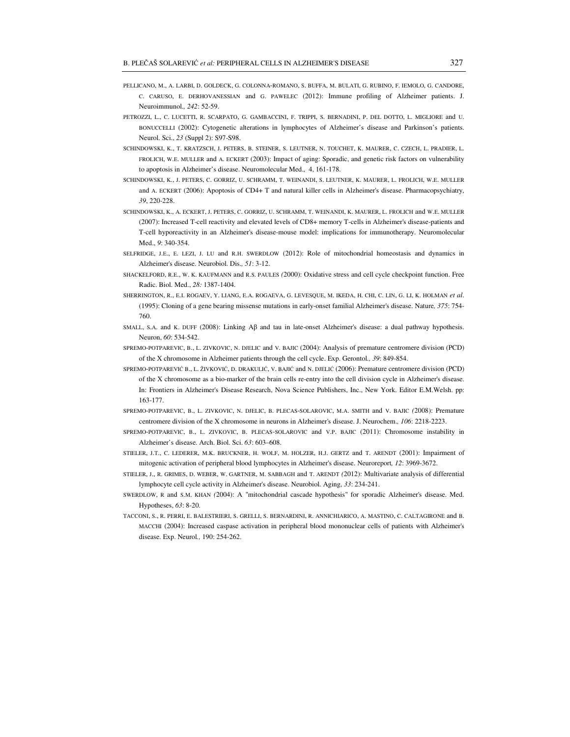PELLICANO, M., A. LARBI, D. GOLDECK, G. COLONNA-ROMANO, S. BUFFA, M. BULATI, G. RUBINO, F. IEMOLO, G. CANDORE, C. CARUSO, E. DERHOVANESSIAN and G. PAWELEC (2012): Immune profiling of Alzheimer patients. J. Neuroimmunol., *242*: 52-59.

PETROZZI, L., C. LUCETTI, R. SCARPATO, G. GAMBACCINI, F. TRIPPI, S. BERNADINI, P. DEL DOTTO, L. MIGLIORE and U. BONUCCELLI (2002): Cytogenetic alterations in lymphocytes of Alzheimer's disease and Parkinson's patients. Neurol. Sci., *23* (Suppl 2): S97-S98.

SCHINDOWSKI, K., T. KRATZSCH, J. PETERS, B. STEINER, S. LEUTNER, N. TOUCHET, K. MAURER, C. CZECH, L. PRADIER, L. FROLICH, W.E. MULLER and A. ECKERT (2003): Impact of aging: Sporadic, and genetic risk factors on vulnerability to apoptosis in Alzheimer's disease. Neuromolecular Med., 4, 161-178.

SCHINDOWSKI, K., J. PETERS, C. GORRIZ, U. SCHRAMM, T. WEINANDI, S. LEUTNER, K. MAURER, L. FROLICH, W.E. MULLER and A. ECKERT (2006): Apoptosis of CD4+ T and natural killer cells in Alzheimer's disease. Pharmacopsychiatry, *39*, 220-228.

SCHINDOWSKI, K., A. ECKERT, J. PETERS, C. GORRIZ, U. SCHRAMM, T. WEINANDI, K. MAURER, L. FROLICH and W.E. MULLER (2007): Increased T-cell reactivity and elevated levels of CD8+ memory T-cells in Alzheimer's disease-patients and T-cell hyporeactivity in an Alzheimer's disease-mouse model: implications for immunotherapy. Neuromolecular Med., *9*: 340-354.

SELFRIDGE, J.E., E. LEZI, J. LU and R.H. SWERDLOW (2012): Role of mitochondrial homeostasis and dynamics in Alzheimer's disease. Neurobiol. Dis., *51*: 3-12.

SHACKELFORD, R.E., W. K. KAUFMANN and R.S. PAULES (2000): Oxidative stress and cell cycle checkpoint function. Free Radic. Biol. Med., *28:* 1387-1404.

SHERRINGTON, R., E.I. ROGAEV, Y. LIANG, E.A. ROGAEVA, G. LEVESQUE, M. IKEDA, H. CHI, C. LIN, G. LI, K. HOLMAN *et al*. (1995): Cloning of a gene bearing missense mutations in early-onset familial Alzheimer's disease. Nature, *375*: 754-760.

SMALL, S.A. and K. DUFF (2008): Linking Aβ and tau in late-onset Alzheimer's disease: a dual pathway hypothesis. Neuron, *60*: 534-542.

SPREMO-POTPAREVIC, B., L. ZIVKOVIC, N. DJELIC and V. BAJIC (2004): Analysis of premature centromere division (PCD) of the X chromosome in Alzheimer patients through the cell cycle. Exp. Gerontol., *39*: 849-854.

SPREMO-POTPAREVIĆ B., L. ŽIVKOVIĆ, D. DRAKULIĆ, V. BAJIĆ and N. DJELIĆ (2006): Premature centromere division (PCD) of the X chromosome as a bio-marker of the brain cells re-entry into the cell division cycle in Alzheimer's disease. In: Frontiers in Alzheimer's Disease Research, Nova Science Publishers, Inc., New York. Editor E.M.Welsh. pp: 163-177.

SPREMO-POTPAREVIC, B., L. ZIVKOVIC, N. DJELIC, B. PLECAS-SOLAROVIC, M.A. SMITH and V. BAJIC (2008): Premature centromere division of the X chromosome in neurons in Alzheimer's disease. J. Neurochem., *106*: 2218-2223.

SPREMO-POTPAREVIC, B., L. ZIVKOVIC, B. PLECAS-SOLAROVIC and V.P. BAJIC (2011): Chromosome instability in Alzheimer's disease. Arch. Biol. Sci. *63*: 603–608.

STIELER, J.T., C. LEDERER, M.K. BRUCKNER, H. WOLF, M. HOLZER, H.J. GERTZ and T. ARENDT (2001): Impairment of mitogenic activation of peripheral blood lymphocytes in Alzheimer's disease. Neuroreport, *12*: 3969-3672.

STIELER, J., R. GRIMES, D. WEBER, W. GARTNER, M. SABBAGH and T. ARENDT (2012): Multivariate analysis of differential lymphocyte cell cycle activity in Alzheimer's disease. Neurobiol. Aging, *33*: 234-241.

SWERDLOW, R and S.M. KHAN (2004): A "mitochondrial cascade hypothesis" for sporadic Alzheimer's disease. Med. Hypotheses, *63*: 8-20.

TACCONI, S., R. PERRI, E. BALESTRIERI, S. GRELLI, S. BERNARDINI, R. ANNICHIARICO, A. MASTINO, C. CALTAGIRONE and B. MACCHI (2004): Increased caspase activation in peripheral blood mononuclear cells of patients with Alzheimer's disease. Exp. Neurol., 190: 254-262.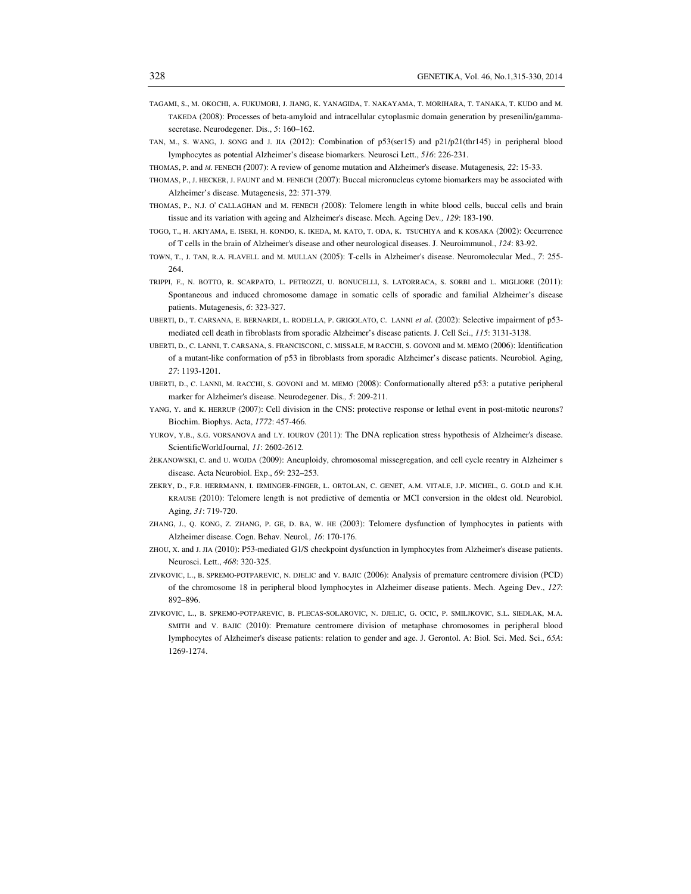TAGAMI, S., M. OKOCHI, A. FUKUMORI, J. JIANG, K. YANAGIDA, T. NAKAYAMA, T. MORIHARA, T. TANAKA, T. KUDO and M. TAKEDA (2008): Processes of beta-amyloid and intracellular cytoplasmic domain generation by presenilin/gamma-secretase. Neurodegener. Dis., *5*: 160–162.

TAN, M., S. WANG, J. SONG and J. JIA (2012): Combination of p53(ser15) and p21/p21(thr145) in peripheral blood lymphocytes as potential Alzheimer's disease biomarkers. Neurosci Lett., *516*: 226-231.

THOMAS, P. and *M.* FENECH *(*2007): A review of genome mutation and Alzheimer's disease. Mutagenesis*, 22*: 15-33.

THOMAS, P., J. HECKER, J. FAUNT and M. FENECH (2007): Buccal micronucleus cytome biomarkers may be associated with Alzheimer's disease. Mutagenesis, 22: 371-379.

THOMAS, P., N.J. O' CALLAGHAN and M. FENECH *(*2008): Telomere length in white blood cells, buccal cells and brain tissue and its variation with ageing and Alzheimer's disease. Mech. Ageing Dev*., 129*: 183-190.

TOGO, T., H. AKIYAMA, E. ISEKI, H. KONDO, K. IKEDA, M. KATO, T. ODA, K. TSUCHIYA and K KOSAKA (2002): Occurrence of T cells in the brain of Alzheimer's disease and other neurological diseases. J. Neuroimmunol., *124*: 83-92.

TOWN, T., J. TAN, R.A. FLAVELL and M. MULLAN (2005): T-cells in Alzheimer's disease. Neuromolecular Med., *7*: 255-264.

TRIPPI, F., N. BOTTO, R. SCARPATO, L. PETROZZI, U. BONUCELLI, S. LATORRACA, S. SORBI and L. MIGLIORE (2011): Spontaneous and induced chromosome damage in somatic cells of sporadic and familial Alzheimer's disease patients. Mutagenesis, *6*: 323-327.

UBERTI, D., T. CARSANA, E. BERNARDI, L. RODELLA, P. GRIGOLATO, C. LANNI *et al*. (2002): Selective impairment of p53-mediated cell death in fibroblasts from sporadic Alzheimer's disease patients. J. Cell Sci., *115*: 3131-3138.

UBERTI, D., C. LANNI, T. CARSANA, S. FRANCISCONI, C. MISSALE, M RACCHI, S. GOVONI and M. MEMO (2006): Identification of a mutant-like conformation of p53 in fibroblasts from sporadic Alzheimer's disease patients. Neurobiol. Aging, *27*: 1193-1201.

UBERTI, D., C. LANNI, M. RACCHI, S. GOVONI and M. MEMO (2008): Conformationally altered p53: a putative peripheral marker for Alzheimer's disease. Neurodegener. Dis*., 5*: 209-211.

YANG, Y. and K. HERRUP (2007): Cell division in the CNS: protective response or lethal event in post-mitotic neurons? Biochim. Biophys. Acta, *1772*: 457-466.

YUROV, Y.B., S.G. VORSANOVA and I.Y. IOUROV (2011): The DNA replication stress hypothesis of Alzheimer's disease. ScientificWorldJournal*, 11*: 2602-2612.

ŻEKANOWSKI, C. and U. WOJDA (2009): Aneuploidy, chromosomal missegregation, and cell cycle reentry in Alzheimer s disease. Acta Neurobiol. Exp., *69*: 232–253.

ZEKRY, D., F.R. HERRMANN, I. IRMINGER-FINGER, L. ORTOLAN, C. GENET, A.M. VITALE, J.P. MICHEL, G. GOLD and K.H. KRAUSE *(*2010): Telomere length is not predictive of dementia or MCI conversion in the oldest old. Neurobiol. Aging, *31*: 719-720.

ZHANG, J., Q. KONG, Z. ZHANG, P. GE, D. BA, W. HE (2003): Telomere dysfunction of lymphocytes in patients with Alzheimer disease. Cogn. Behav. Neurol*., 16*: 170-176.

ZHOU, X. and J. JIA (2010): P53-mediated G1/S checkpoint dysfunction in lymphocytes from Alzheimer's disease patients. Neurosci. Lett., *468*: 320-325.

ZIVKOVIC, L., B. SPREMO-POTPAREVIC, N. DJELIC and V. BAJIC (2006): Analysis of premature centromere division (PCD) of the chromosome 18 in peripheral blood lymphocytes in Alzheimer disease patients. Mech. Ageing Dev., *127*: 892–896.

ZIVKOVIC, L., B. SPREMO-POTPAREVIC, B. PLECAS-SOLAROVIC, N. DJELIC, G. OCIC, P. SMILJKOVIC, S.L. SIEDLAK, M.A. SMITH and V. BAJIC (2010): Premature centromere division of metaphase chromosomes in peripheral blood lymphocytes of Alzheimer's disease patients: relation to gender and age. J. Gerontol. A: Biol. Sci. Med. Sci., *65A*: 1269-1274.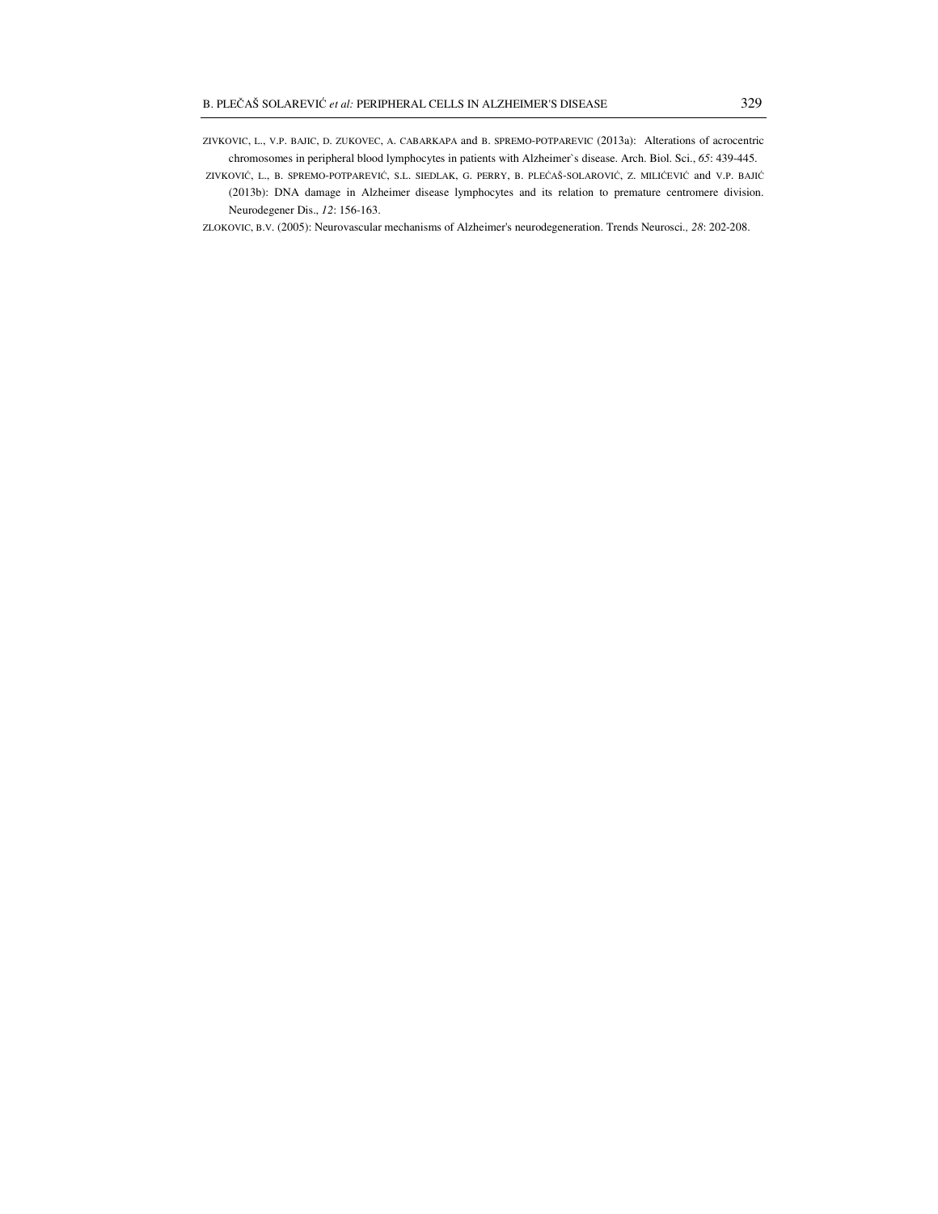ZIVKOVIC, L., V.P. BAJIC, D. ZUKOVEC, A. CABARKAPA and B. SPREMO-POTPAREVIC (2013a): Alterations of acrocentric chromosomes in peripheral blood lymphocytes in patients with Alzheimer`s disease. Arch. Biol. Sci., *65*: 439-445.

ZIVKOVIĆ, L., B. SPREMO-POTPAREVIĆ, S.L. SIEDLAK, G. PERRY, B. PLEĆAŠ-SOLAROVIĆ, Z. MILIĆEVIĆ and V.P. BAJIĆ (2013b): DNA damage in Alzheimer disease lymphocytes and its relation to premature centromere division. Neurodegener Dis., *12*: 156-163.

ZLOKOVIC, B.V. (2005): Neurovascular mechanisms of Alzheimer's neurodegeneration. Trends Neurosci., *28*: 202-208.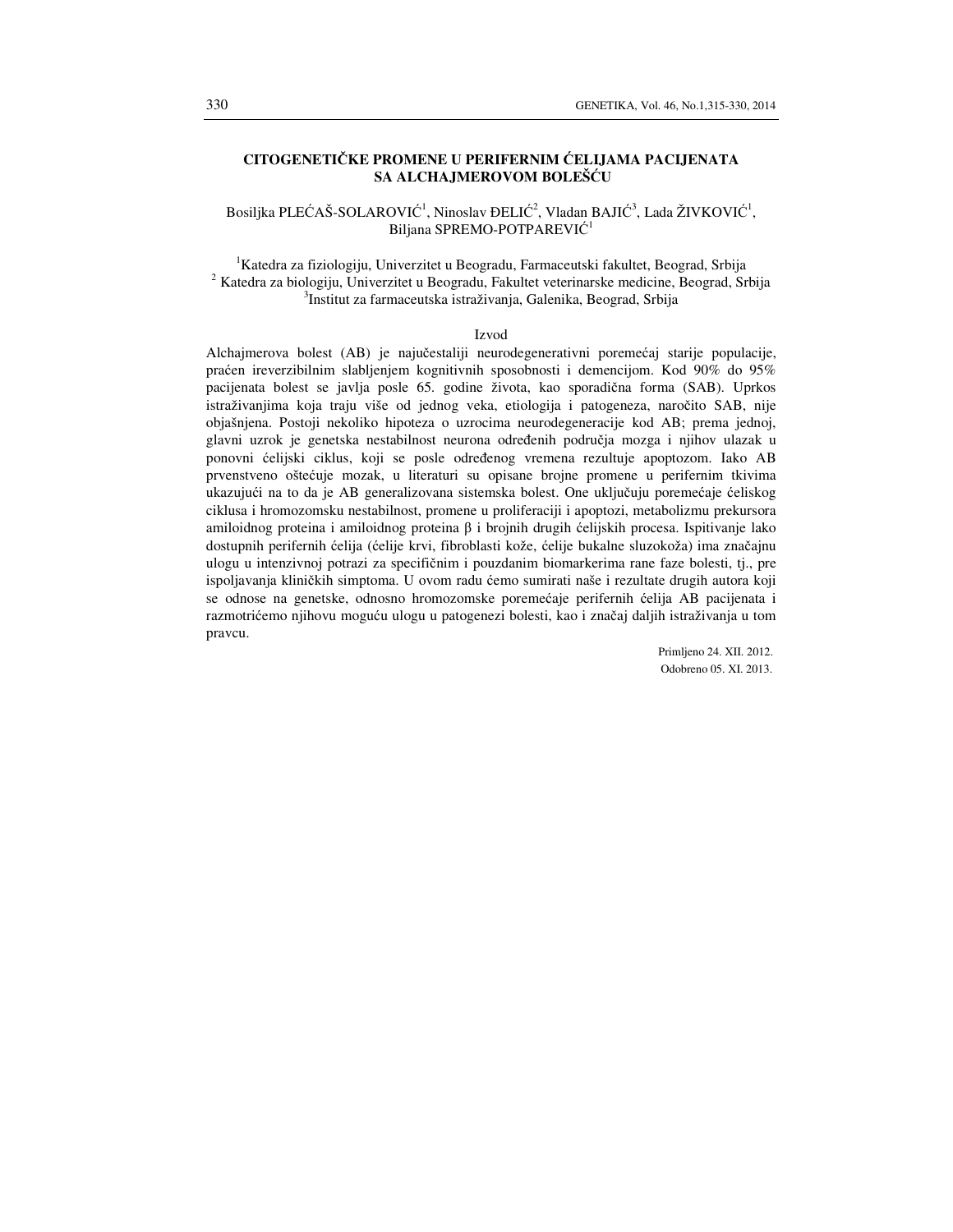# CITOGENETIČKE PROMENE U PERIFERNIM ĆELIJAMA PACIJENATA SA ALCHAJMEROVOM BOLEŠĆU

Bosiljka PLEĆAŠ-SOLAROVIĆ[1], Ninoslav ĐELIĆ[2], Vladan BAJIĆ[3], Lada ŽIVKOVIĆ[1], Biljana SPREMO-POTPAREVIĆ[1]

[1]Katedra za fiziologiju, Univerzitet u Beogradu, Farmaceutski fakultet, Beograd, Srbija
[2] Katedra za biologiju, Univerzitet u Beogradu, Fakultet veterinarske medicine, Beograd, Srbija
[3]Institut za farmaceutska istraživanja, Galenika, Beograd, Srbija

## Izvod

Alchajmerova bolest (AB) je najučestaliji neurodegenerativni poremećaj starije populacije, praćen ireverzibilnim slabljenjem kognitivnih sposobnosti i demencijom. Kod 90% do 95% pacijenata bolest se javlja posle 65. godine života, kao sporadična forma (SAB). Uprkos istraživanjima koja traju više od jednog veka, etiologija i patogeneza, naročito SAB, nije objašnjena. Postoji nekoliko hipoteza o uzrocima neurodegeneracije kod AB; prema jednoj, glavni uzrok je genetska nestabilnost neurona određenih područja mozga i njihov ulazak u ponovni ćelijski ciklus, koji se posle određenog vremena rezultuje apoptozom. Iako AB prvenstveno oštećuje mozak, u literaturi su opisane brojne promene u perifernim tkivima ukazujući na to da je AB generalizovana sistemska bolest. One uključuju poremećaje ćeliskog ciklusa i hromozomsku nestabilnost, promene u proliferaciji i apoptozi, metabolizmu prekursora amiloidnog proteina i amiloidnog proteina β i brojnih drugih ćelijskih procesa. Ispitivanje lako dostupnih perifernih ćelija (ćelije krvi, fibroblasti kože, ćelije bukalne sluzokoža) ima značajnu ulogu u intenzivnoj potrazi za specifičnim i pouzdanim biomarkerima rane faze bolesti, tj., pre ispoljavanja kliničkih simptoma. U ovom radu ćemo sumirati naše i rezultate drugih autora koji se odnose na genetske, odnosno hromozomske poremećaje perifernih ćelija AB pacijenata i razmotrićemo njihovu moguću ulogu u patogenezi bolesti, kao i značaj daljih istraživanja u tom pravcu.

Primljeno 24. XII. 2012.
Odobreno 05. XI. 2013.